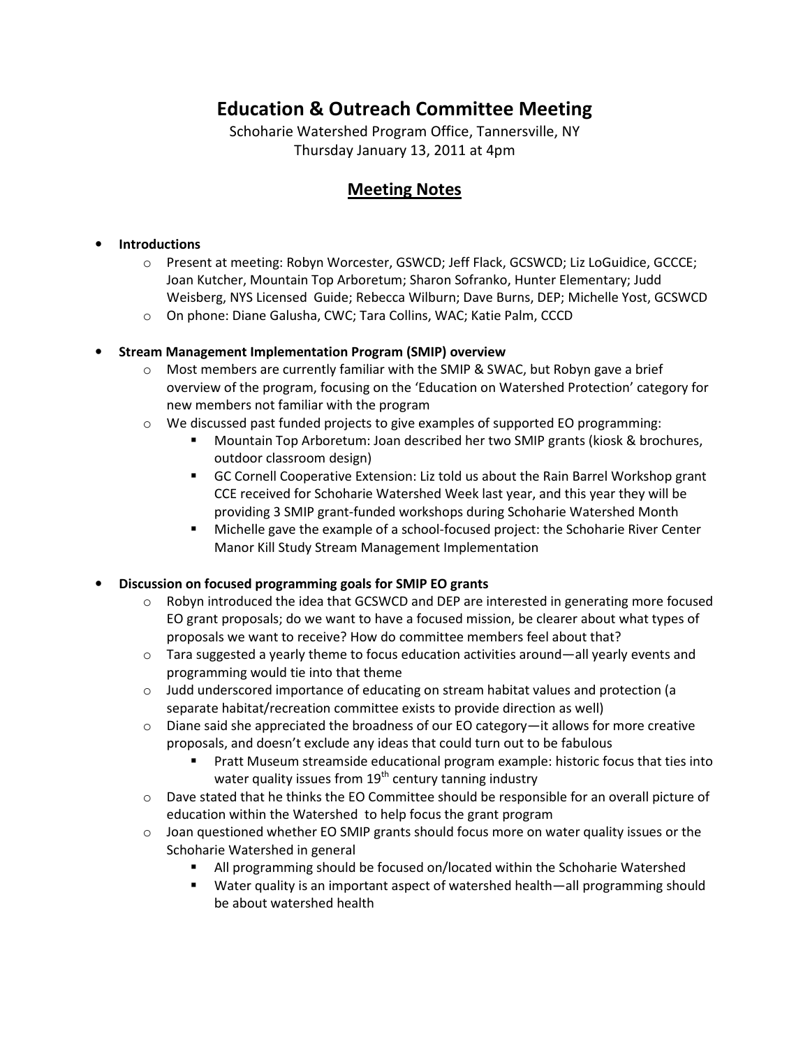# Education & Outreach Committee Meeting

Schoharie Watershed Program Office, Tannersville, NY
Thursday January 13, 2011 at 4pm

## Meeting Notes

- **Introductions**
  - Present at meeting: Robyn Worcester, GSWCD; Jeff Flack, GCSWCD; Liz LoGuidice, GCCCE; Joan Kutcher, Mountain Top Arboretum; Sharon Sofranko, Hunter Elementary; Judd Weisberg, NYS Licensed Guide; Rebecca Wilburn; Dave Burns, DEP; Michelle Yost, GCSWCD
  - On phone: Diane Galusha, CWC; Tara Collins, WAC; Katie Palm, CCCD

- **Stream Management Implementation Program (SMIP) overview**
  - Most members are currently familiar with the SMIP & SWAC, but Robyn gave a brief overview of the program, focusing on the 'Education on Watershed Protection' category for new members not familiar with the program
  - We discussed past funded projects to give examples of supported EO programming:
    - Mountain Top Arboretum: Joan described her two SMIP grants (kiosk & brochures, outdoor classroom design)
    - GC Cornell Cooperative Extension: Liz told us about the Rain Barrel Workshop grant CCE received for Schoharie Watershed Week last year, and this year they will be providing 3 SMIP grant-funded workshops during Schoharie Watershed Month
    - Michelle gave the example of a school-focused project: the Schoharie River Center Manor Kill Study Stream Management Implementation

- **Discussion on focused programming goals for SMIP EO grants**
  - Robyn introduced the idea that GCSWCD and DEP are interested in generating more focused EO grant proposals; do we want to have a focused mission, be clearer about what types of proposals we want to receive? How do committee members feel about that?
  - Tara suggested a yearly theme to focus education activities around—all yearly events and programming would tie into that theme
  - Judd underscored importance of educating on stream habitat values and protection (a separate habitat/recreation committee exists to provide direction as well)
  - Diane said she appreciated the broadness of our EO category—it allows for more creative proposals, and doesn't exclude any ideas that could turn out to be fabulous
    - Pratt Museum streamside educational program example: historic focus that ties into water quality issues from 19th century tanning industry
  - Dave stated that he thinks the EO Committee should be responsible for an overall picture of education within the Watershed to help focus the grant program
  - Joan questioned whether EO SMIP grants should focus more on water quality issues or the Schoharie Watershed in general
    - All programming should be focused on/located within the Schoharie Watershed
    - Water quality is an important aspect of watershed health—all programming should be about watershed health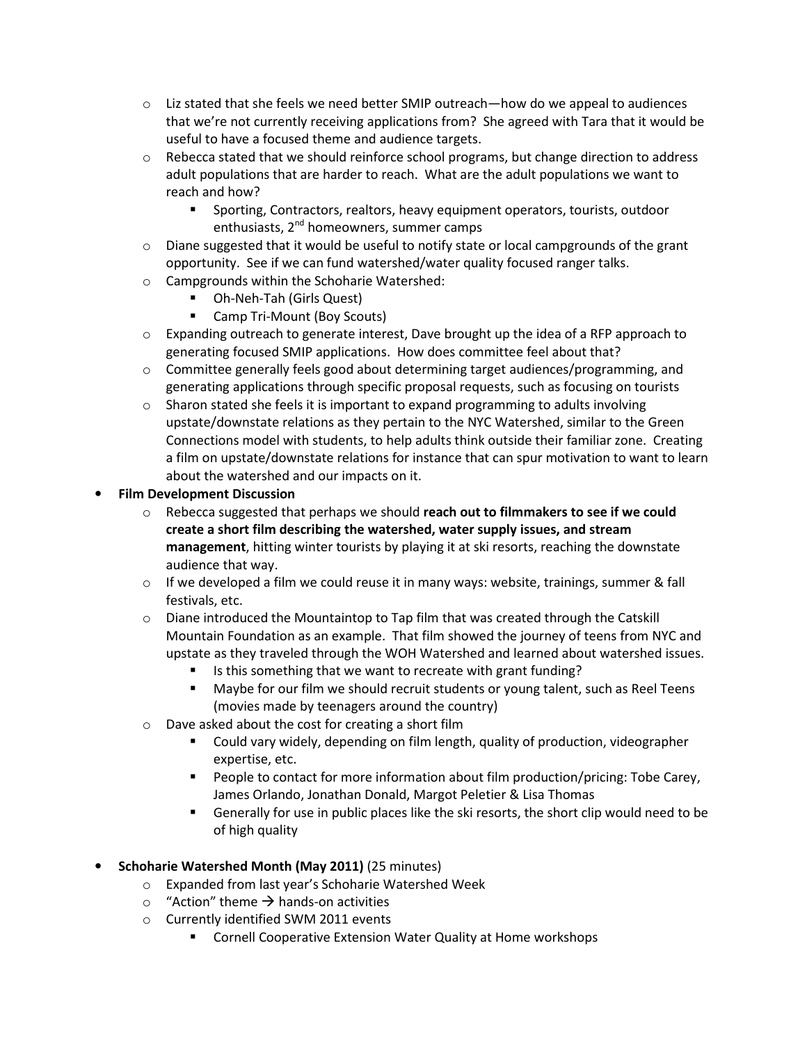- Liz stated that she feels we need better SMIP outreach—how do we appeal to audiences that we're not currently receiving applications from? She agreed with Tara that it would be useful to have a focused theme and audience targets.
- Rebecca stated that we should reinforce school programs, but change direction to address adult populations that are harder to reach. What are the adult populations we want to reach and how?
  - Sporting, Contractors, realtors, heavy equipment operators, tourists, outdoor enthusiasts, 2nd homeowners, summer camps
- Diane suggested that it would be useful to notify state or local campgrounds of the grant opportunity. See if we can fund watershed/water quality focused ranger talks.
- Campgrounds within the Schoharie Watershed:
  - Oh-Neh-Tah (Girls Quest)
  - Camp Tri-Mount (Boy Scouts)
- Expanding outreach to generate interest, Dave brought up the idea of a RFP approach to generating focused SMIP applications. How does committee feel about that?
- Committee generally feels good about determining target audiences/programming, and generating applications through specific proposal requests, such as focusing on tourists
- Sharon stated she feels it is important to expand programming to adults involving upstate/downstate relations as they pertain to the NYC Watershed, similar to the Green Connections model with students, to help adults think outside their familiar zone. Creating a film on upstate/downstate relations for instance that can spur motivation to want to learn about the watershed and our impacts on it.

- **Film Development Discussion**
  - Rebecca suggested that perhaps we should **reach out to filmmakers to see if we could create a short film describing the watershed, water supply issues, and stream management**, hitting winter tourists by playing it at ski resorts, reaching the downstate audience that way.
  - If we developed a film we could reuse it in many ways: website, trainings, summer & fall festivals, etc.
  - Diane introduced the Mountaintop to Tap film that was created through the Catskill Mountain Foundation as an example. That film showed the journey of teens from NYC and upstate as they traveled through the WOH Watershed and learned about watershed issues.
    - Is this something that we want to recreate with grant funding?
    - Maybe for our film we should recruit students or young talent, such as Reel Teens (movies made by teenagers around the country)
  - Dave asked about the cost for creating a short film
    - Could vary widely, depending on film length, quality of production, videographer expertise, etc.
    - People to contact for more information about film production/pricing: Tobe Carey, James Orlando, Jonathan Donald, Margot Peletier & Lisa Thomas
    - Generally for use in public places like the ski resorts, the short clip would need to be of high quality

- **Schoharie Watershed Month (May 2011)** (25 minutes)
  - Expanded from last year's Schoharie Watershed Week
  - "Action" theme → hands-on activities
  - Currently identified SWM 2011 events
    - Cornell Cooperative Extension Water Quality at Home workshops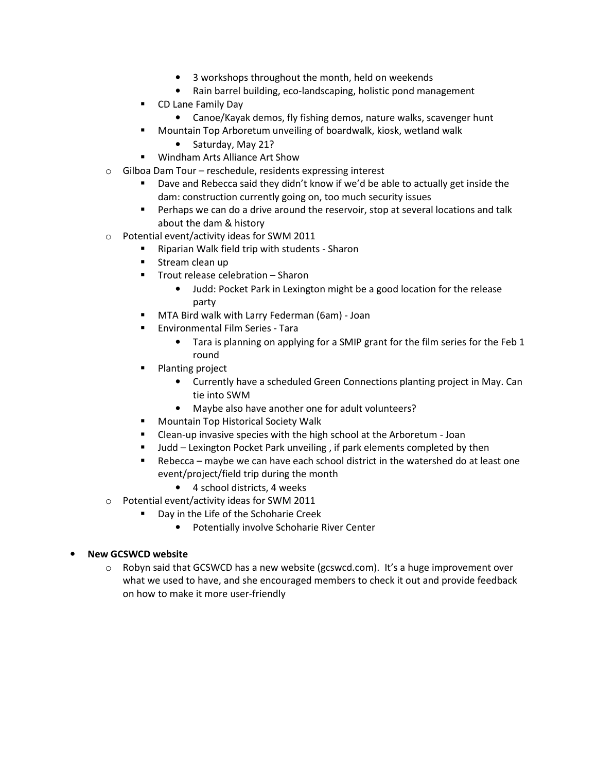- 3 workshops throughout the month, held on weekends
      - Rain barrel building, eco-landscaping, holistic pond management
    - CD Lane Family Day
      - Canoe/Kayak demos, fly fishing demos, nature walks, scavenger hunt
    - Mountain Top Arboretum unveiling of boardwalk, kiosk, wetland walk
      - Saturday, May 21?
    - Windham Arts Alliance Art Show
  - Gilboa Dam Tour – reschedule, residents expressing interest
    - Dave and Rebecca said they didn't know if we'd be able to actually get inside the dam: construction currently going on, too much security issues
    - Perhaps we can do a drive around the reservoir, stop at several locations and talk about the dam & history
  - Potential event/activity ideas for SWM 2011
    - Riparian Walk field trip with students - Sharon
    - Stream clean up
    - Trout release celebration – Sharon
      - Judd: Pocket Park in Lexington might be a good location for the release party
    - MTA Bird walk with Larry Federman (6am) - Joan
    - Environmental Film Series - Tara
      - Tara is planning on applying for a SMIP grant for the film series for the Feb 1 round
    - Planting project
      - Currently have a scheduled Green Connections planting project in May. Can tie into SWM
      - Maybe also have another one for adult volunteers?
    - Mountain Top Historical Society Walk
    - Clean-up invasive species with the high school at the Arboretum - Joan
    - Judd – Lexington Pocket Park unveiling , if park elements completed by then
    - Rebecca – maybe we can have each school district in the watershed do at least one event/project/field trip during the month
      - 4 school districts, 4 weeks
  - Potential event/activity ideas for SWM 2011
    - Day in the Life of the Schoharie Creek
      - Potentially involve Schoharie River Center

- **New GCSWCD website**
  - Robyn said that GCSWCD has a new website (gcswcd.com). It's a huge improvement over what we used to have, and she encouraged members to check it out and provide feedback on how to make it more user-friendly